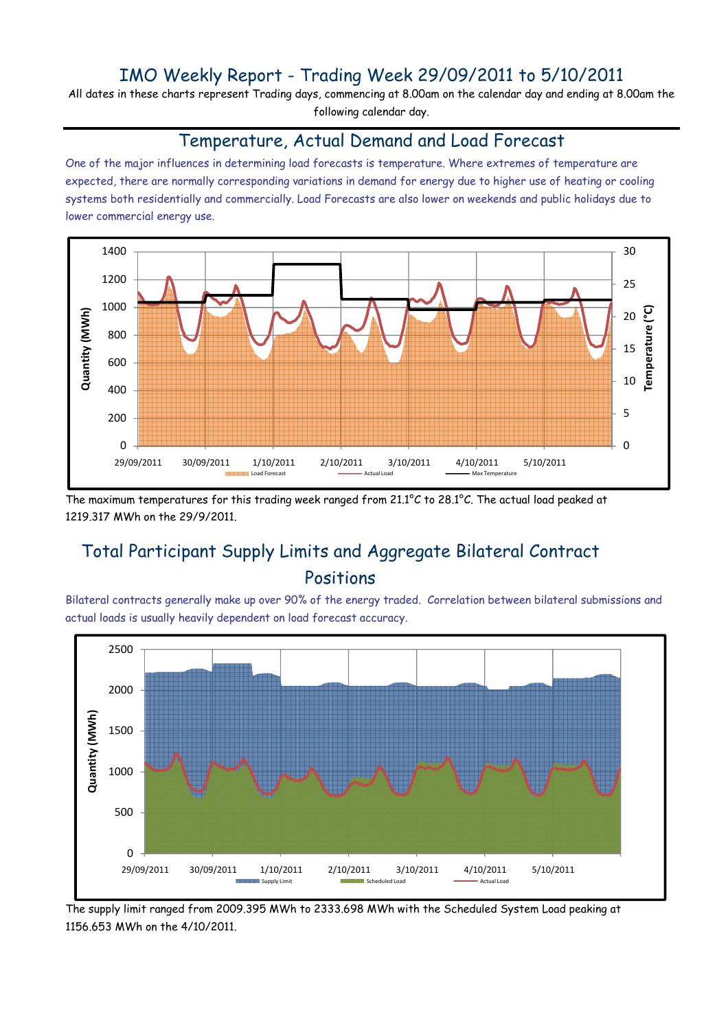# IMO Weekly Report - Trading Week 29/09/2011 to 5/10/2011

All dates in these charts represent Trading days, commencing at 8.00am on the calendar day and ending at 8.00am the following calendar day.

## Temperature, Actual Demand and Load Forecast

One of the major influences in determining load forecasts is temperature. Where extremes of temperature are expected, there are normally corresponding variations in demand for energy due to higher use of heating or cooling systems both residentially and commercially. Load Forecasts are also lower on weekends and public holidays due to lower commercial energy use.

The maximum temperatures for this trading week ranged from 21.1°C to 28.1°C. The actual load peaked at 1219.317 MWh on the 29/9/2011.

## Total Participant Supply Limits and Aggregate Bilateral Contract Positions

Bilateral contracts generally make up over 90% of the energy traded. Correlation between bilateral submissions and actual loads is usually heavily dependent on load forecast accuracy.

The supply limit ranged from 2009.395 MWh to 2333.698 MWh with the Scheduled System Load peaking at 1156.653 MWh on the 4/10/2011.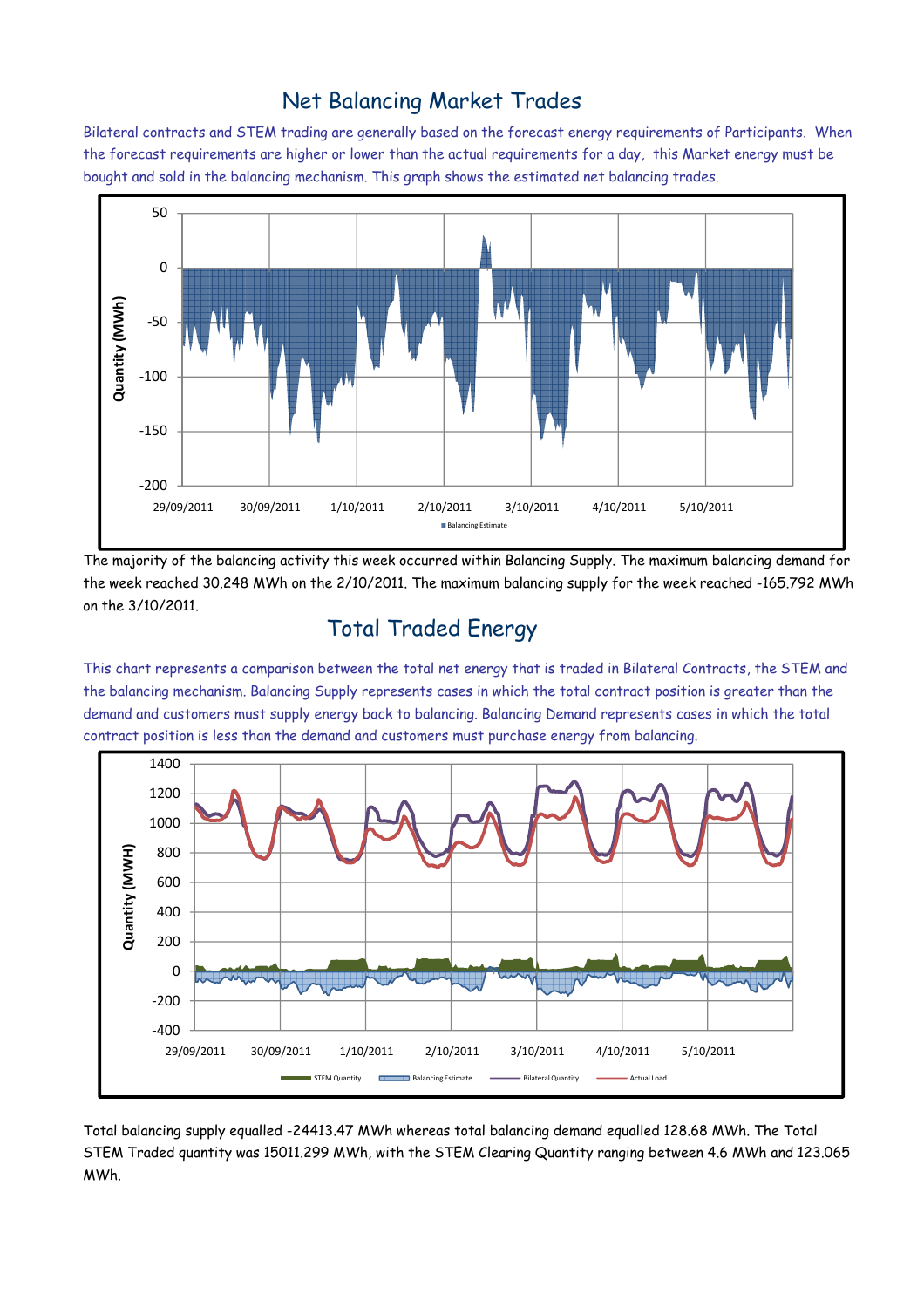## Net Balancing Market Trades

Bilateral contracts and STEM trading are generally based on the forecast energy requirements of Participants. When the forecast requirements are higher or lower than the actual requirements for a day, this Market energy must be bought and sold in the balancing mechanism. This graph shows the estimated net balancing trades.

The majority of the balancing activity this week occurred within Balancing Supply. The maximum balancing demand for the week reached 30.248 MWh on the 2/10/2011. The maximum balancing supply for the week reached -165.792 MWh on the 3/10/2011.

## Total Traded Energy

This chart represents a comparison between the total net energy that is traded in Bilateral Contracts, the STEM and the balancing mechanism. Balancing Supply represents cases in which the total contract position is greater than the demand and customers must supply energy back to balancing. Balancing Demand represents cases in which the total contract position is less than the demand and customers must purchase energy from balancing.

Total balancing supply equalled -24413.47 MWh whereas total balancing demand equalled 128.68 MWh. The Total STEM Traded quantity was 15011.299 MWh, with the STEM Clearing Quantity ranging between 4.6 MWh and 123.065 MWh.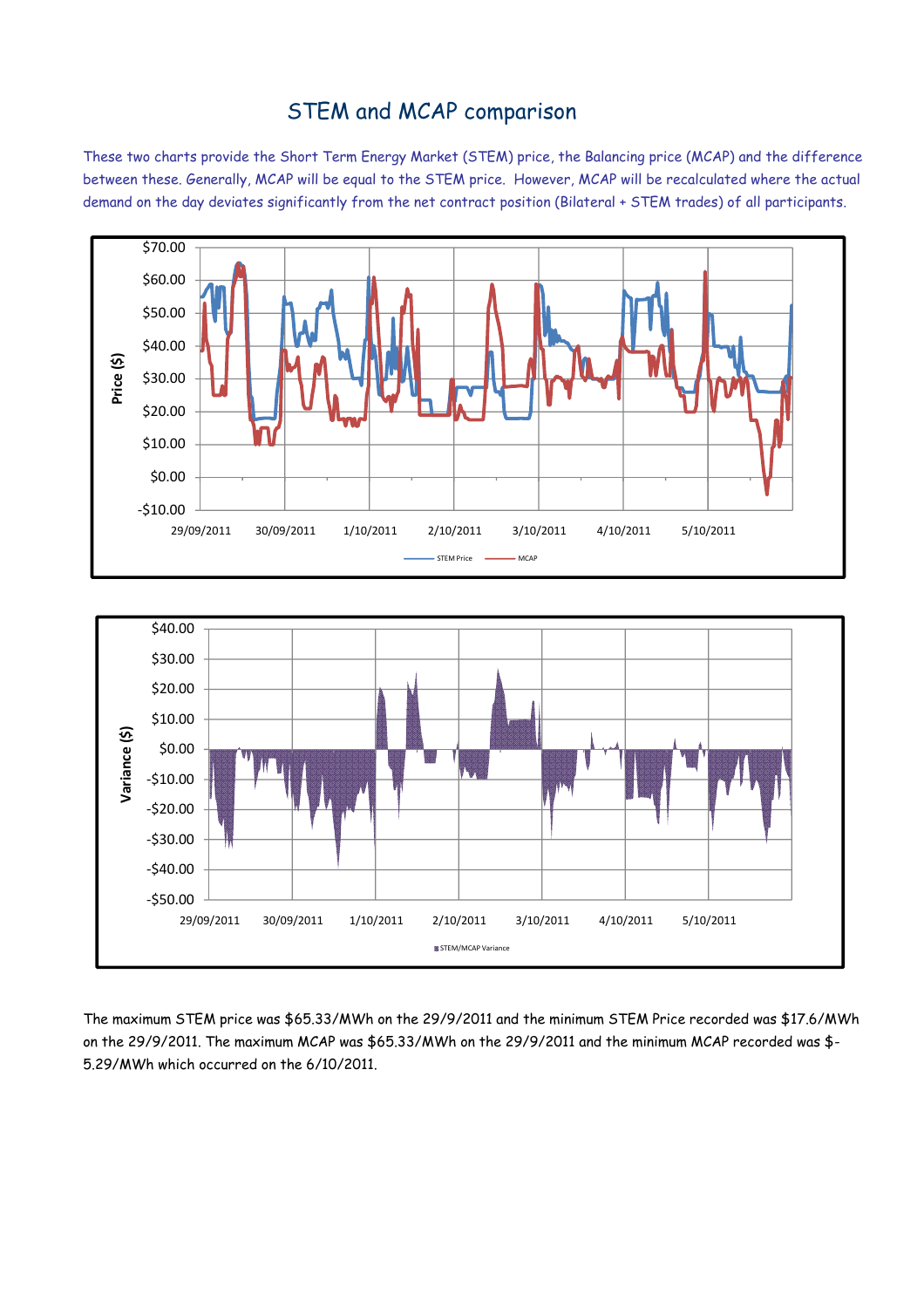# STEM and MCAP comparison

These two charts provide the Short Term Energy Market (STEM) price, the Balancing price (MCAP) and the difference between these. Generally, MCAP will be equal to the STEM price. However, MCAP will be recalculated where the actual demand on the day deviates significantly from the net contract position (Bilateral + STEM trades) of all participants.

Price ($)

$70.00
$60.00
$50.00
$40.00
$30.00
$20.00
$10.00
$0.00
-$10.00

29/09/2011 30/09/2011 1/10/2011 2/10/2011 3/10/2011 4/10/2011 5/10/2011

STEM Price MCAP

Variance ($)

$40.00
$30.00
$20.00
$10.00
$0.00
-$10.00
-$20.00
-$30.00
-$40.00
-$50.00

29/09/2011 30/09/2011 1/10/2011 2/10/2011 3/10/2011 4/10/2011 5/10/2011

STEM/MCAP Variance

The maximum STEM price was $65.33/MWh on the 29/9/2011 and the minimum STEM Price recorded was $17.6/MWh on the 29/9/2011. The maximum MCAP was $65.33/MWh on the 29/9/2011 and the minimum MCAP recorded was $-5.29/MWh which occurred on the 6/10/2011.